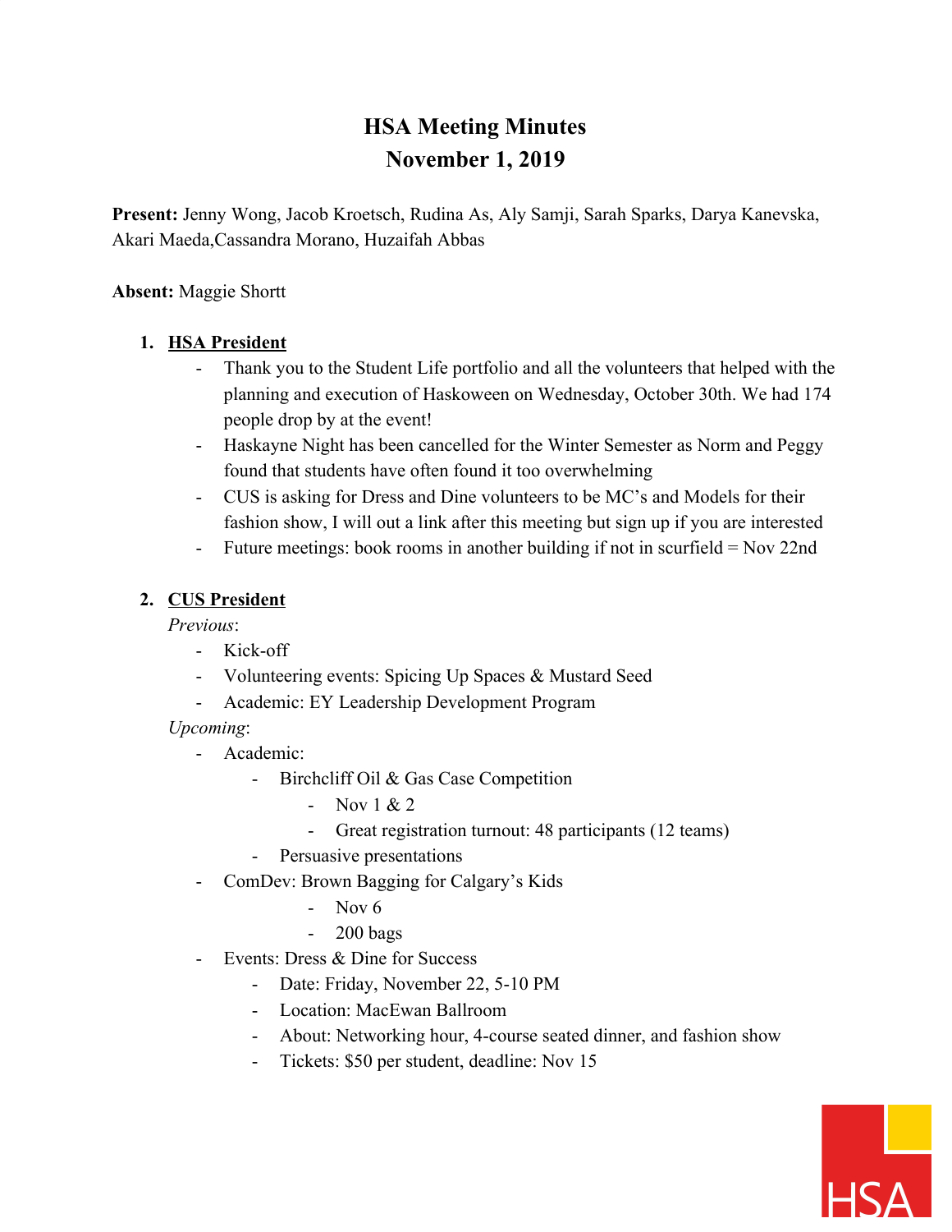# HSA Meeting Minutes
# November 1, 2019

**Present:** Jenny Wong, Jacob Kroetsch, Rudina As, Aly Samji, Sarah Sparks, Darya Kanevska, Akari Maeda,Cassandra Morano, Huzaifah Abbas

**Absent:** Maggie Shortt

1. **HSA President**
   - Thank you to the Student Life portfolio and all the volunteers that helped with the planning and execution of Haskoween on Wednesday, October 30th. We had 174 people drop by at the event!
   - Haskayne Night has been cancelled for the Winter Semester as Norm and Peggy found that students have often found it too overwhelming
   - CUS is asking for Dress and Dine volunteers to be MC's and Models for their fashion show, I will out a link after this meeting but sign up if you are interested
   - Future meetings: book rooms in another building if not in scurfield = Nov 22nd

2. **CUS President**

   *Previous*:
   - Kick-off
   - Volunteering events: Spicing Up Spaces & Mustard Seed
   - Academic: EY Leadership Development Program

   *Upcoming*:
   - Academic:
     - Birchcliff Oil & Gas Case Competition
       - Nov 1 & 2
       - Great registration turnout: 48 participants (12 teams)
     - Persuasive presentations
   - ComDev: Brown Bagging for Calgary's Kids
       - Nov 6
       - 200 bags
   - Events: Dress & Dine for Success
     - Date: Friday, November 22, 5-10 PM
     - Location: MacEwan Ballroom
     - About: Networking hour, 4-course seated dinner, and fashion show
     - Tickets: $50 per student, deadline: Nov 15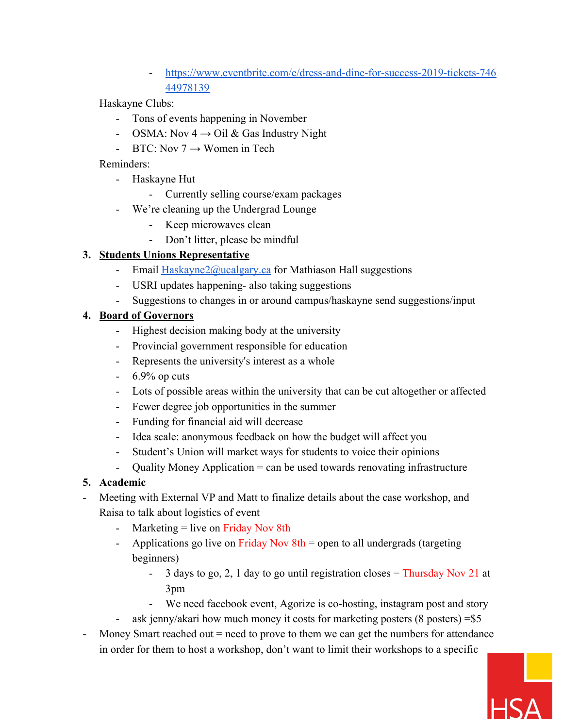- [https://www.eventbrite.com/e/dress-and-dine-for-success-2019-tickets-74644978139](https://www.eventbrite.com/e/dress-and-dine-for-success-2019-tickets-74644978139)

Haskayne Clubs:

- Tons of events happening in November
- OSMA: Nov 4 → Oil & Gas Industry Night
- BTC: Nov 7 → Women in Tech

Reminders:

- Haskayne Hut
    - Currently selling course/exam packages
- We're cleaning up the Undergrad Lounge
    - Keep microwaves clean
    - Don't litter, please be mindful

3. **Students Unions Representative**
    - Email [Haskayne2@ucalgary.ca](mailto:Haskayne2@ucalgary.ca) for Mathiason Hall suggestions
    - USRI updates happening- also taking suggestions
    - Suggestions to changes in or around campus/haskayne send suggestions/input
4. **Board of Governors**
    - Highest decision making body at the university
    - Provincial government responsible for education
    - Represents the university's interest as a whole
    - 6.9% op cuts
    - Lots of possible areas within the university that can be cut altogether or affected
    - Fewer degree job opportunities in the summer
    - Funding for financial aid will decrease
    - Idea scale: anonymous feedback on how the budget will affect you
    - Student's Union will market ways for students to voice their opinions
    - Quality Money Application = can be used towards renovating infrastructure
5. **Academic**

- Meeting with External VP and Matt to finalize details about the case workshop, and Raisa to talk about logistics of event
    - Marketing = live on Friday Nov 8th
    - Applications go live on Friday Nov 8th = open to all undergrads (targeting beginners)
        - 3 days to go, 2, 1 day to go until registration closes = Thursday Nov 21 at 3pm
        - We need facebook event, Agorize is co-hosting, instagram post and story
    - ask jenny/akari how much money it costs for marketing posters (8 posters) =$5
- Money Smart reached out = need to prove to them we can get the numbers for attendance in order for them to host a workshop, don't want to limit their workshops to a specific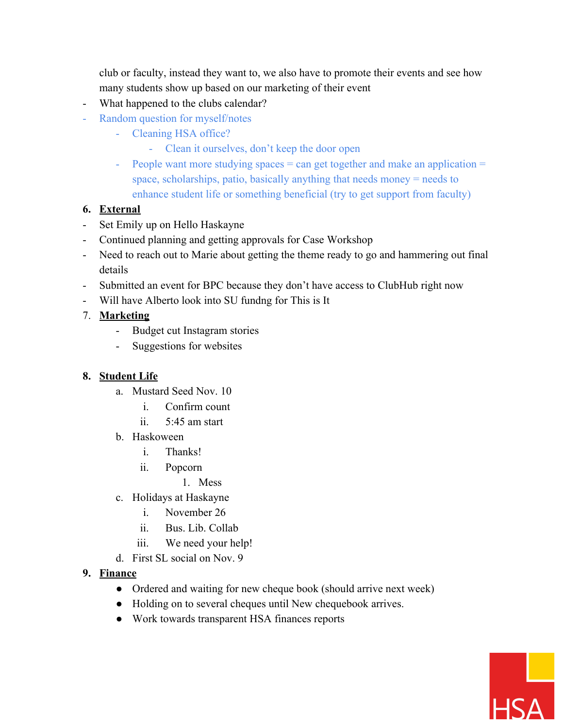club or faculty, instead they want to, we also have to promote their events and see how many students show up based on our marketing of their event
- What happened to the clubs calendar?
- Random question for myself/notes
  - Cleaning HSA office?
    - Clean it ourselves, don't keep the door open
  - People want more studying spaces = can get together and make an application = space, scholarships, patio, basically anything that needs money = needs to enhance student life or something beneficial (try to get support from faculty)

6. **External**
- Set Emily up on Hello Haskayne
- Continued planning and getting approvals for Case Workshop
- Need to reach out to Marie about getting the theme ready to go and hammering out final details
- Submitted an event for BPC because they don't have access to ClubHub right now
- Will have Alberto look into SU fundng for This is It

7. **Marketing**
   - Budget cut Instagram stories
   - Suggestions for websites

8. **Student Life**
   a. Mustard Seed Nov. 10
      i. Confirm count
      ii. 5:45 am start
   b. Haskoween
      i. Thanks!
      ii. Popcorn
         1. Mess
   c. Holidays at Haskayne
      i. November 26
      ii. Bus. Lib. Collab
      iii. We need your help!
   d. First SL social on Nov. 9

9. **Finance**
   - Ordered and waiting for new cheque book (should arrive next week)
   - Holding on to several cheques until New chequebook arrives.
   - Work towards transparent HSA finances reports